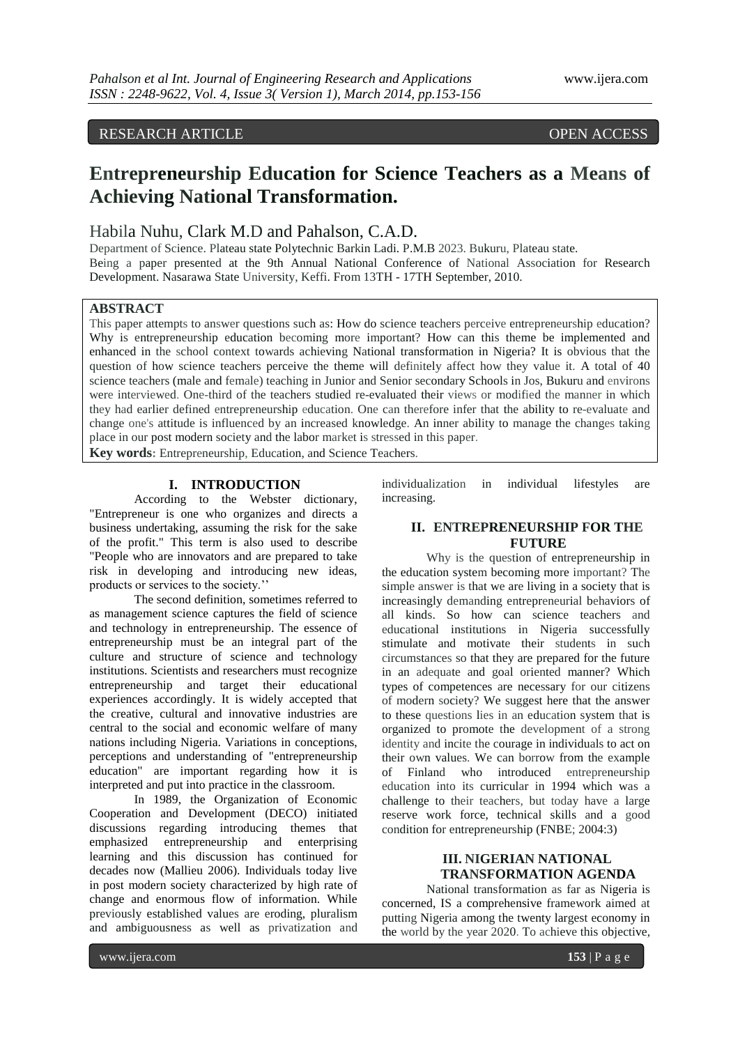RESEARCH ARTICLE OPEN ACCESS

# Entrepreneurship Education for Science Teachers as a Means of Achieving National Transformation.

Habila Nuhu, Clark M.D and Pahalson, C.A.D.

Department of Science. Plateau state Polytechnic Barkin Ladi. P.M.B 2023. Bukuru, Plateau state.
Being a paper presented at the 9th Annual National Conference of National Association for Research Development. Nasarawa State University, Keffi. From 13TH - 17TH September, 2010.

## ABSTRACT

This paper attempts to answer questions such as: How do science teachers perceive entrepreneurship education? Why is entrepreneurship education becoming more important? How can this theme be implemented and enhanced in the school context towards achieving National transformation in Nigeria? It is obvious that the question of how science teachers perceive the theme will definitely affect how they value it. A total of 40 science teachers (male and female) teaching in Junior and Senior secondary Schools in Jos, Bukuru and environs were interviewed. One-third of the teachers studied re-evaluated their views or modified the manner in which they had earlier defined entrepreneurship education. One can therefore infer that the ability to re-evaluate and change one's attitude is influenced by an increased knowledge. An inner ability to manage the changes taking place in our post modern society and the labor market is stressed in this paper.

**Key words:** Entrepreneurship, Education, and Science Teachers.

## I. INTRODUCTION

According to the Webster dictionary, "Entrepreneur is one who organizes and directs a business undertaking, assuming the risk for the sake of the profit." This term is also used to describe "People who are innovators and are prepared to take risk in developing and introducing new ideas, products or services to the society.''

The second definition, sometimes referred to as management science captures the field of science and technology in entrepreneurship. The essence of entrepreneurship must be an integral part of the culture and structure of science and technology institutions. Scientists and researchers must recognize entrepreneurship and target their educational experiences accordingly. It is widely accepted that the creative, cultural and innovative industries are central to the social and economic welfare of many nations including Nigeria. Variations in conceptions, perceptions and understanding of "entrepreneurship education" are important regarding how it is interpreted and put into practice in the classroom.

In 1989, the Organization of Economic Cooperation and Development (DECO) initiated discussions regarding introducing themes that emphasized entrepreneurship and enterprising learning and this discussion has continued for decades now (Mallieu 2006). Individuals today live in post modern society characterized by high rate of change and enormous flow of information. While previously established values are eroding, pluralism and ambiguousness as well as privatization and individualization in individual lifestyles are increasing.

## II. ENTREPRENEURSHIP FOR THE FUTURE

Why is the question of entrepreneurship in the education system becoming more important? The simple answer is that we are living in a society that is increasingly demanding entrepreneurial behaviors of all kinds. So how can science teachers and educational institutions in Nigeria successfully stimulate and motivate their students in such circumstances so that they are prepared for the future in an adequate and goal oriented manner? Which types of competences are necessary for our citizens of modern society? We suggest here that the answer to these questions lies in an education system that is organized to promote the development of a strong identity and incite the courage in individuals to act on their own values. We can borrow from the example of Finland who introduced entrepreneurship education into its curricular in 1994 which was a challenge to their teachers, but today have a large reserve work force, technical skills and a good condition for entrepreneurship (FNBE; 2004:3)

## III. NIGERIAN NATIONAL TRANSFORMATION AGENDA

National transformation as far as Nigeria is concerned, IS a comprehensive framework aimed at putting Nigeria among the twenty largest economy in the world by the year 2020. To achieve this objective,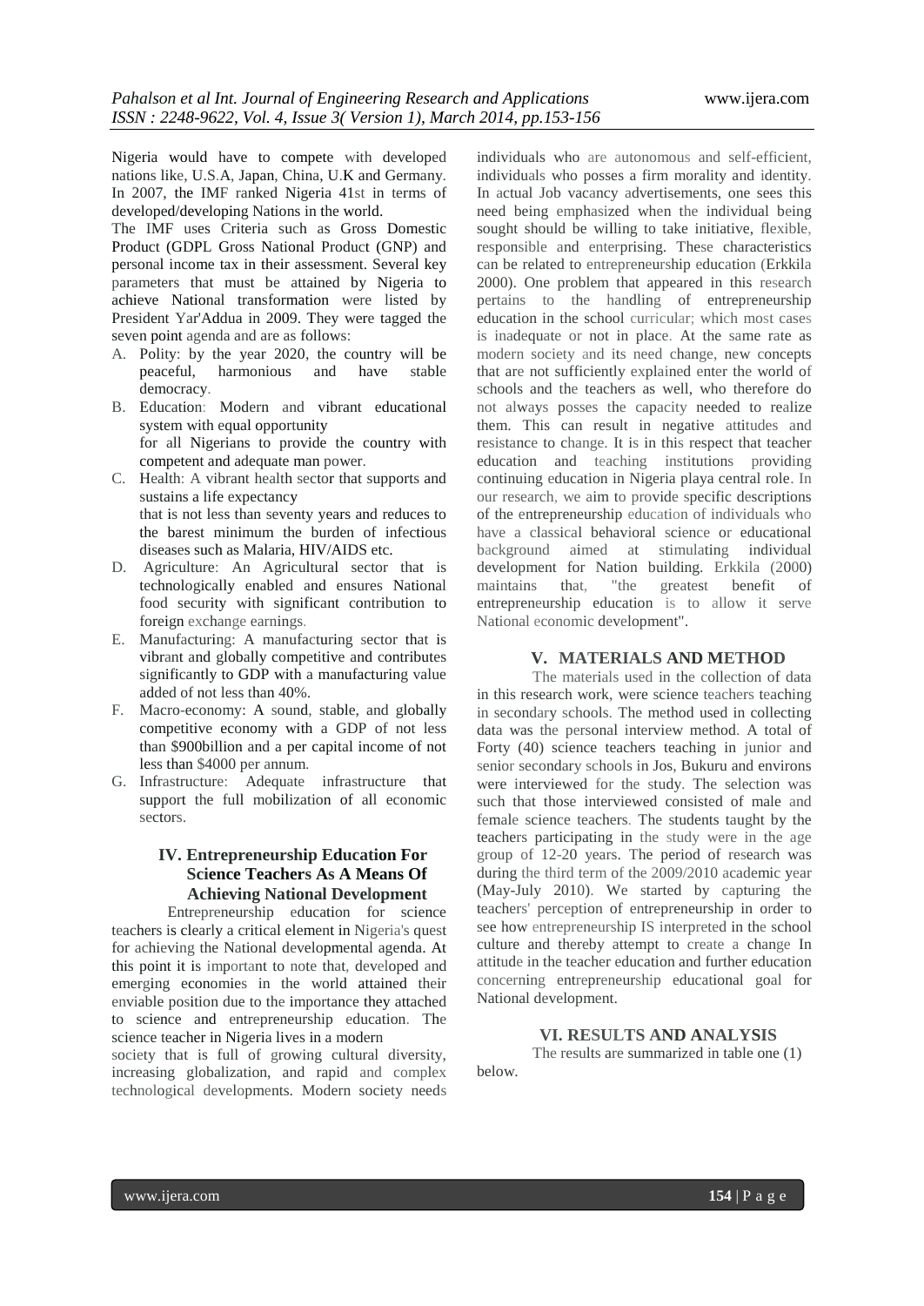Nigeria would have to compete with developed nations like, U.S.A, Japan, China, U.K and Germany. In 2007, the IMF ranked Nigeria 41st in terms of developed/developing Nations in the world.

The IMF uses Criteria such as Gross Domestic Product (GDPL Gross National Product (GNP) and personal income tax in their assessment. Several key parameters that must be attained by Nigeria to achieve National transformation were listed by President Yar'Addua in 2009. They were tagged the seven point agenda and are as follows:

A. Polity: by the year 2020, the country will be peaceful, harmonious and have stable democracy.
B. Education: Modern and vibrant educational system with equal opportunity for all Nigerians to provide the country with competent and adequate man power.
C. Health: A vibrant health sector that supports and sustains a life expectancy that is not less than seventy years and reduces to the barest minimum the burden of infectious diseases such as Malaria, HIV/AIDS etc.
D. Agriculture: An Agricultural sector that is technologically enabled and ensures National food security with significant contribution to foreign exchange earnings.
E. Manufacturing: A manufacturing sector that is vibrant and globally competitive and contributes significantly to GDP with a manufacturing value added of not less than 40%.
F. Macro-economy: A sound, stable, and globally competitive economy with a GDP of not less than $900billion and a per capital income of not less than $4000 per annum.
G. Infrastructure: Adequate infrastructure that support the full mobilization of all economic sectors.

## IV. Entrepreneurship Education For Science Teachers As A Means Of Achieving National Development

Entrepreneurship education for science teachers is clearly a critical element in Nigeria's quest for achieving the National developmental agenda. At this point it is important to note that, developed and emerging economies in the world attained their enviable position due to the importance they attached to science and entrepreneurship education. The science teacher in Nigeria lives in a modern society that is full of growing cultural diversity, increasing globalization, and rapid and complex technological developments. Modern society needs individuals who are autonomous and self-efficient, individuals who posses a firm morality and identity. In actual Job vacancy advertisements, one sees this need being emphasized when the individual being sought should be willing to take initiative, flexible, responsible and enterprising. These characteristics can be related to entrepreneurship education (Erkkila 2000). One problem that appeared in this research pertains to the handling of entrepreneurship education in the school curricular; which most cases is inadequate or not in place. At the same rate as modern society and its need change, new concepts that are not sufficiently explained enter the world of schools and the teachers as well, who therefore do not always posses the capacity needed to realize them. This can result in negative attitudes and resistance to change. It is in this respect that teacher education and teaching institutions providing continuing education in Nigeria playa central role. In our research, we aim to provide specific descriptions of the entrepreneurship education of individuals who have a classical behavioral science or educational background aimed at stimulating individual development for Nation building. Erkkila (2000) maintains that, "the greatest benefit of entrepreneurship education is to allow it serve National economic development".

## V. MATERIALS AND METHOD

The materials used in the collection of data in this research work, were science teachers teaching in secondary schools. The method used in collecting data was the personal interview method. A total of Forty (40) science teachers teaching in junior and senior secondary schools in Jos, Bukuru and environs were interviewed for the study. The selection was such that those interviewed consisted of male and female science teachers. The students taught by the teachers participating in the study were in the age group of 12-20 years. The period of research was during the third term of the 2009/2010 academic year (May-July 2010). We started by capturing the teachers' perception of entrepreneurship in order to see how entrepreneurship IS interpreted in the school culture and thereby attempt to create a change In attitude in the teacher education and further education concerning entrepreneurship educational goal for National development.

## VI. RESULTS AND ANALYSIS

The results are summarized in table one (1) below.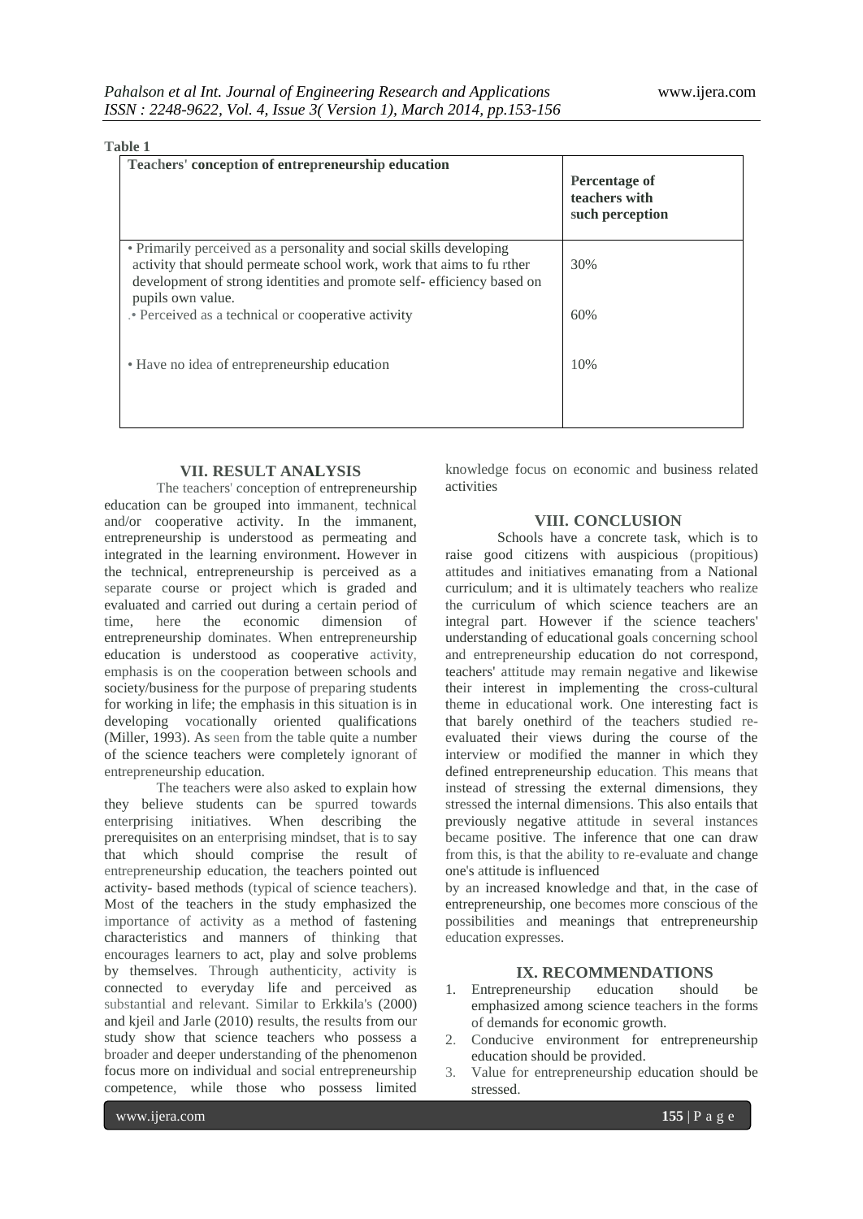**Table 1**

| Teachers' conception of entrepreneurship education | Percentage of teachers with such perception |
|---|---|
| • Primarily perceived as a personality and social skills developing activity that should permeate school work, work that aims to fu rther development of strong identities and promote self- efficiency based on pupils own value. | 30% |
| .• Perceived as a technical or cooperative activity | 60% |
| • Have no idea of entrepreneurship education | 10% |

## VII. RESULT ANALYSIS

The teachers' conception of entrepreneurship education can be grouped into immanent, technical and/or cooperative activity. In the immanent, entrepreneurship is understood as permeating and integrated in the learning environment. However in the technical, entrepreneurship is perceived as a separate course or project which is graded and evaluated and carried out during a certain period of time, here the economic dimension of entrepreneurship dominates. When entrepreneurship education is understood as cooperative activity, emphasis is on the cooperation between schools and society/business for the purpose of preparing students for working in life; the emphasis in this situation is in developing vocationally oriented qualifications (Miller, 1993). As seen from the table quite a number of the science teachers were completely ignorant of entrepreneurship education.

The teachers were also asked to explain how they believe students can be spurred towards enterprising initiatives. When describing the prerequisites on an enterprising mindset, that is to say that which should comprise the result of entrepreneurship education, the teachers pointed out activity- based methods (typical of science teachers). Most of the teachers in the study emphasized the importance of activity as a method of fastening characteristics and manners of thinking that encourages learners to act, play and solve problems by themselves. Through authenticity, activity is connected to everyday life and perceived as substantial and relevant. Similar to Erkkila's (2000) and kjeil and Jarle (2010) results, the results from our study show that science teachers who possess a broader and deeper understanding of the phenomenon focus more on individual and social entrepreneurship competence, while those who possess limited knowledge focus on economic and business related activities

## VIII. CONCLUSION

Schools have a concrete task, which is to raise good citizens with auspicious (propitious) attitudes and initiatives emanating from a National curriculum; and it is ultimately teachers who realize the curriculum of which science teachers are an integral part. However if the science teachers' understanding of educational goals concerning school and entrepreneurship education do not correspond, teachers' attitude may remain negative and likewise their interest in implementing the cross-cultural theme in educational work. One interesting fact is that barely onethird of the teachers studied re-evaluated their views during the course of the interview or modified the manner in which they defined entrepreneurship education. This means that instead of stressing the external dimensions, they stressed the internal dimensions. This also entails that previously negative attitude in several instances became positive. The inference that one can draw from this, is that the ability to re-evaluate and change one's attitude is influenced by an increased knowledge and that, in the case of entrepreneurship, one becomes more conscious of the possibilities and meanings that entrepreneurship education expresses.

## IX. RECOMMENDATIONS

1. Entrepreneurship education should be emphasized among science teachers in the forms of demands for economic growth.
2. Conducive environment for entrepreneurship education should be provided.
3. Value for entrepreneurship education should be stressed.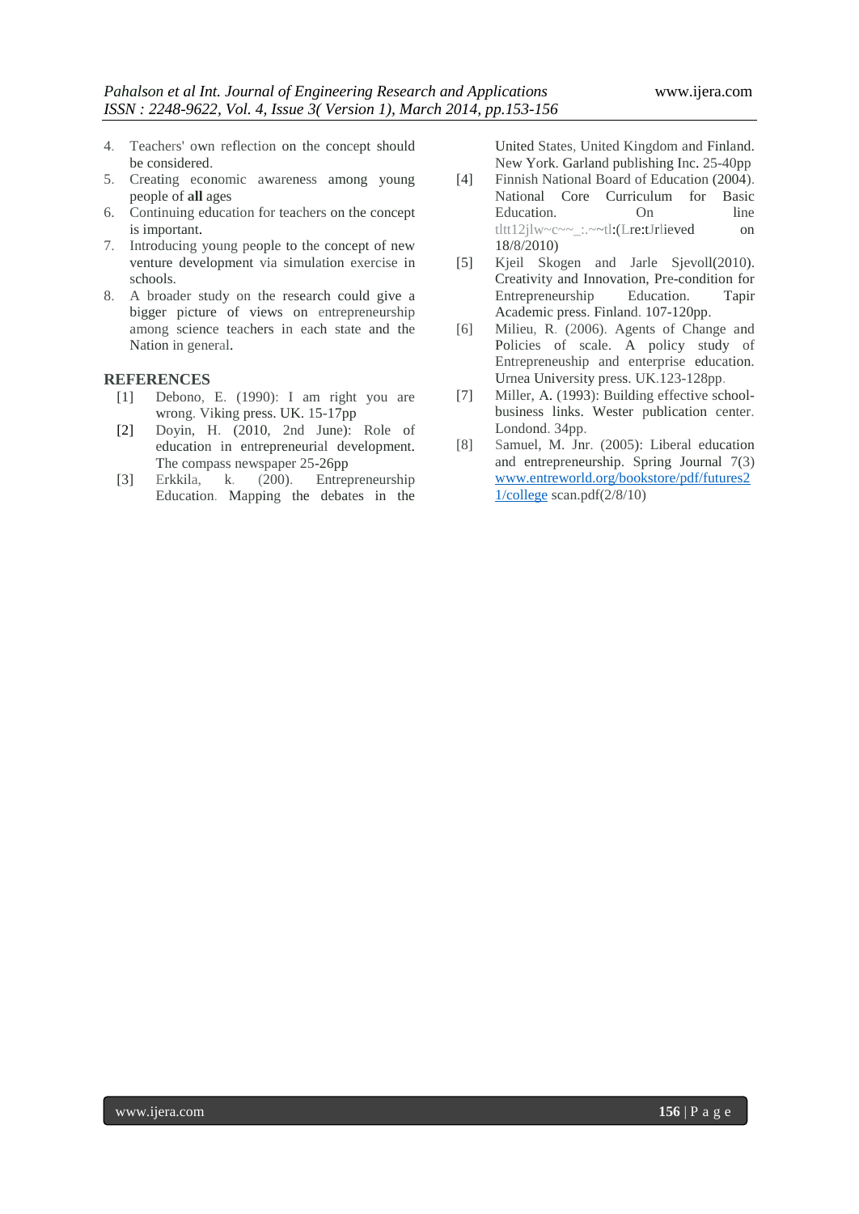4. Teachers' own reflection on the concept should be considered.
5. Creating economic awareness among young people of **all** ages
6. Continuing education for teachers on the concept is important.
7. Introducing young people to the concept of new venture development via simulation exercise in schools.
8. A broader study on the research could give a bigger picture of views on entrepreneurship among science teachers in each state and the Nation in general.

## REFERENCES

[1] Debono, E. (1990): I am right you are wrong. Viking press. UK. 15-17pp

[2] Doyin, H. (2010, 2nd June): Role of education in entrepreneurial development. The compass newspaper 25-26pp

[3] Erkkila, k. (200). Entrepreneurship Education. Mapping the debates in the United States, United Kingdom and Finland. New York. Garland publishing Inc. 25-40pp

[4] Finnish National Board of Education (2004). National Core Curriculum for Basic Education. On line tltt12jlw~c~~_:.~~tl:(Lre:tUrlieved on 18/8/2010)

[5] Kjeil Skogen and Jarle Sjevoll(2010). Creativity and Innovation, Pre-condition for Entrepreneurship Education. Tapir Academic press. Finland. 107-120pp.

[6] Milieu, R. (2006). Agents of Change and Policies of scale. A policy study of Entrepreneuship and enterprise education. Urnea University press. UK.123-128pp.

[7] Miller, A. (1993): Building effective school-business links. Wester publication center. Londond. 34pp.

[8] Samuel, M. Jnr. (2005): Liberal education and entrepreneurship. Spring Journal 7(3) www.entreworld.org/bookstore/pdf/futures21/college scan.pdf(2/8/10)